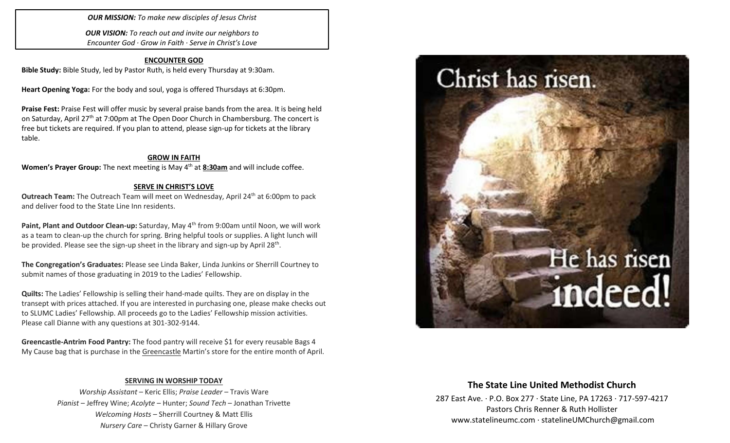***OUR MISSION:*** *To make new disciples of Jesus Christ*

***OUR VISION:*** *To reach out and invite our neighbors to Encounter God · Grow in Faith · Serve in Christ's Love*

## ENCOUNTER GOD

**Bible Study:** Bible Study, led by Pastor Ruth, is held every Thursday at 9:30am.

**Heart Opening Yoga:** For the body and soul, yoga is offered Thursdays at 6:30pm.

**Praise Fest:** Praise Fest will offer music by several praise bands from the area. It is being held on Saturday, April 27th at 7:00pm at The Open Door Church in Chambersburg. The concert is free but tickets are required. If you plan to attend, please sign-up for tickets at the library table.

## GROW IN FAITH

**Women's Prayer Group:** The next meeting is May 4th at **8:30am** and will include coffee.

## SERVE IN CHRIST'S LOVE

**Outreach Team:** The Outreach Team will meet on Wednesday, April 24th at 6:00pm to pack and deliver food to the State Line Inn residents.

**Paint, Plant and Outdoor Clean-up:** Saturday, May 4th from 9:00am until Noon, we will work as a team to clean-up the church for spring. Bring helpful tools or supplies. A light lunch will be provided. Please see the sign-up sheet in the library and sign-up by April 28th.

**The Congregation's Graduates:** Please see Linda Baker, Linda Junkins or Sherrill Courtney to submit names of those graduating in 2019 to the Ladies' Fellowship.

**Quilts:** The Ladies' Fellowship is selling their hand-made quilts. They are on display in the transept with prices attached. If you are interested in purchasing one, please make checks out to SLUMC Ladies' Fellowship. All proceeds go to the Ladies' Fellowship mission activities. Please call Dianne with any questions at 301-302-9144.

**Greencastle-Antrim Food Pantry:** The food pantry will receive $1 for every reusable Bags 4 My Cause bag that is purchase in the Greencastle Martin's store for the entire month of April.

## SERVING IN WORSHIP TODAY

*Worship Assistant* – Keric Ellis; *Praise Leader* – Travis Ware
*Pianist* – Jeffrey Wine; *Acolyte* – Hunter; *Sound Tech* – Jonathan Trivette
*Welcoming Hosts* – Sherrill Courtney & Matt Ellis
*Nursery Care* – Christy Garner & Hillary Grove

Christ has risen.

He has risen indeed!

## The State Line United Methodist Church

287 East Ave. · P.O. Box 277 · State Line, PA 17263 · 717-597-4217
Pastors Chris Renner & Ruth Hollister
www.statelineumc.com · statelineUMChurch@gmail.com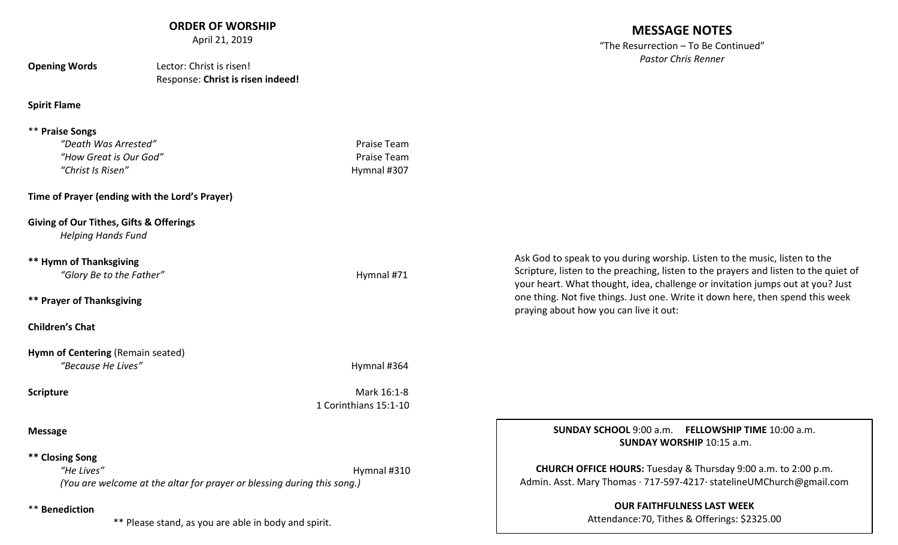## ORDER OF WORSHIP

April 21, 2019

**Opening Words** — Lector: Christ is risen!
Response: **Christ is risen indeed!**

**Spirit Flame**

\*\* **Praise Songs**

| | |
|---|---|
| *"Death Was Arrested"* | Praise Team |
| *"How Great is Our God"* | Praise Team |
| *"Christ Is Risen"* | Hymnal #307 |

**Time of Prayer (ending with the Lord's Prayer)**

**Giving of Our Tithes, Gifts & Offerings**
*Helping Hands Fund*

**\*\* Hymn of Thanksgiving**
*"Glory Be to the Father"* — Hymnal #71

**\*\* Prayer of Thanksgiving**

**Children's Chat**

**Hymn of Centering** (Remain seated)
*"Because He Lives"* — Hymnal #364

**Scripture** — Mark 16:1-8
1 Corinthians 15:1-10

**Message**

**\*\* Closing Song**
*"He Lives"* — Hymnal #310
*(You are welcome at the altar for prayer or blessing during this song.)*

\*\* **Benediction**

\*\* Please stand, as you are able in body and spirit.

## MESSAGE NOTES

"The Resurrection – To Be Continued"
*Pastor Chris Renner*

Ask God to speak to you during worship. Listen to the music, listen to the Scripture, listen to the preaching, listen to the prayers and listen to the quiet of your heart. What thought, idea, challenge or invitation jumps out at you? Just one thing. Not five things. Just one. Write it down here, then spend this week praying about how you can live it out:

**SUNDAY SCHOOL** 9:00 a.m. **FELLOWSHIP TIME** 10:00 a.m.
**SUNDAY WORSHIP** 10:15 a.m.

**CHURCH OFFICE HOURS:** Tuesday & Thursday 9:00 a.m. to 2:00 p.m.
Admin. Asst. Mary Thomas · 717-597-4217· statelineUMChurch@gmail.com

**OUR FAITHFULNESS LAST WEEK**
Attendance:70, Tithes & Offerings: $2325.00